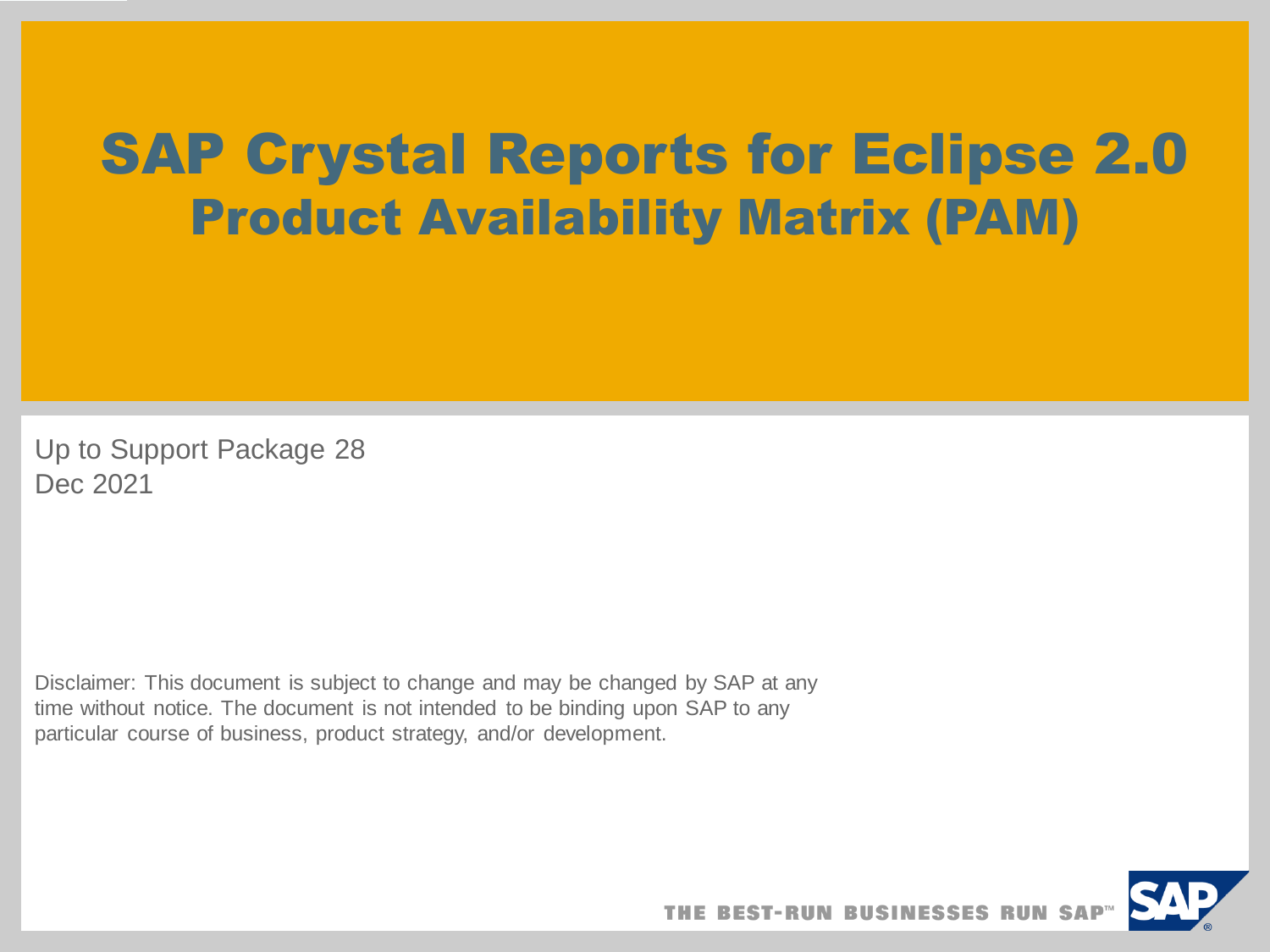# SAP Crystal Reports for Eclipse 2.0
## Product Availability Matrix (PAM)

Up to Support Package 28
Dec 2021

Disclaimer: This document is subject to change and may be changed by SAP at any time without notice. The document is not intended to be binding upon SAP to any particular course of business, product strategy, and/or development.

THE BEST-RUN BUSINESSES RUN SAP™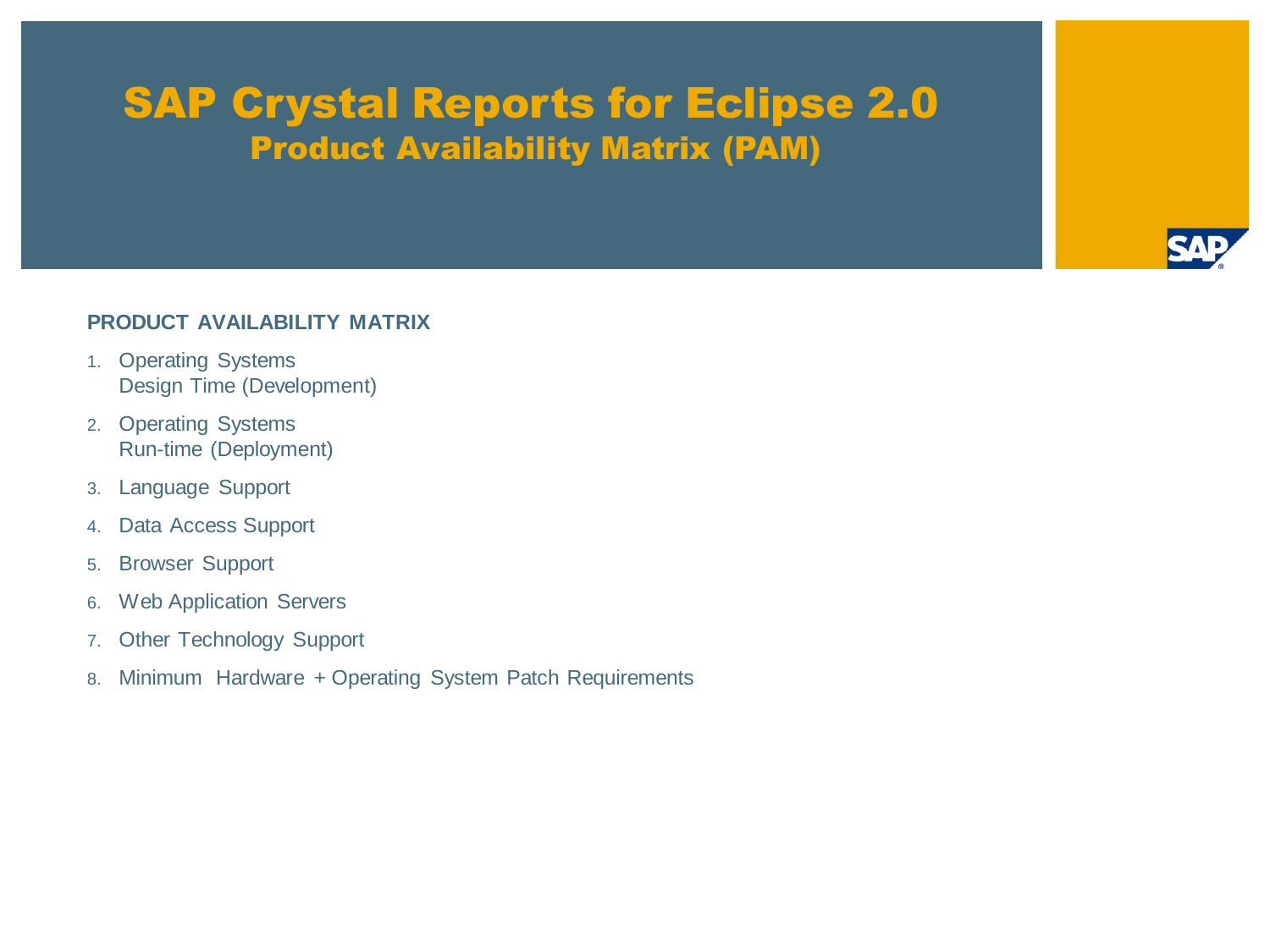# SAP Crystal Reports for Eclipse 2.0

## Product Availability Matrix (PAM)

**PRODUCT AVAILABILITY MATRIX**

1. Operating Systems
   Design Time (Development)
2. Operating Systems
   Run-time (Deployment)
3. Language Support
4. Data Access Support
5. Browser Support
6. Web Application Servers
7. Other Technology Support
8. Minimum Hardware + Operating System Patch Requirements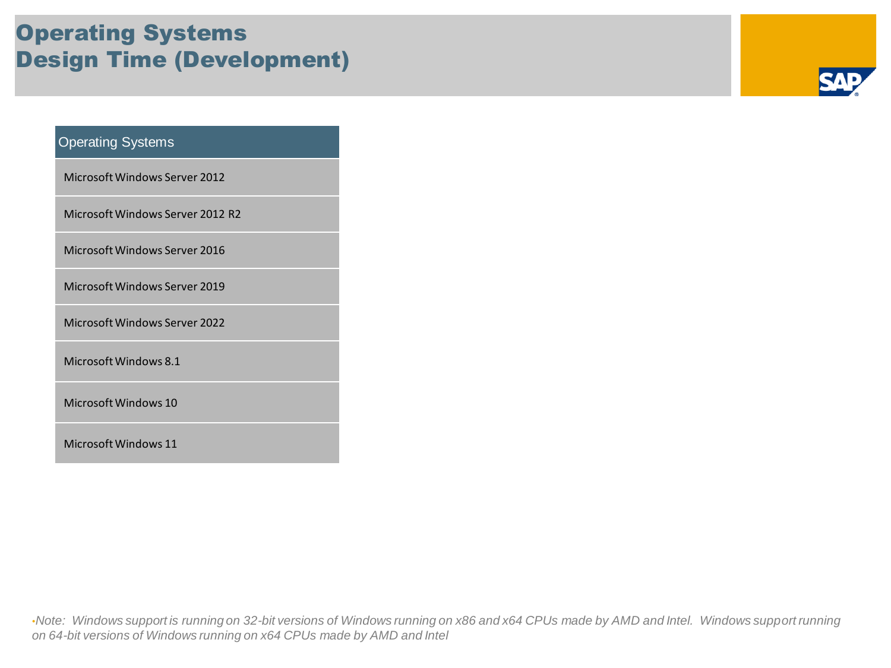# Operating Systems
# Design Time (Development)

| Operating Systems |
| --- |
| Microsoft Windows Server 2012 |
| Microsoft Windows Server 2012 R2 |
| Microsoft Windows Server 2016 |
| Microsoft Windows Server 2019 |
| Microsoft Windows Server 2022 |
| Microsoft Windows 8.1 |
| Microsoft Windows 10 |
| Microsoft Windows 11 |

- *Note: Windows support is running on 32-bit versions of Windows running on x86 and x64 CPUs made by AMD and Intel. Windows support running on 64-bit versions of Windows running on x64 CPUs made by AMD and Intel*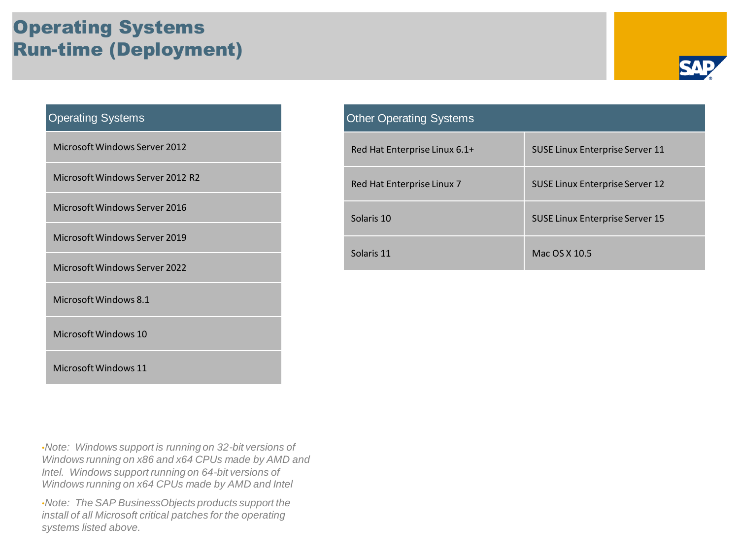# Operating Systems
# Run-time (Deployment)

| Operating Systems |
|---|
| Microsoft Windows Server 2012 |
| Microsoft Windows Server 2012 R2 |
| Microsoft Windows Server 2016 |
| Microsoft Windows Server 2019 |
| Microsoft Windows Server 2022 |
| Microsoft Windows 8.1 |
| Microsoft Windows 10 |
| Microsoft Windows 11 |

| Other Operating Systems | |
|---|---|
| Red Hat Enterprise Linux 6.1+ | SUSE Linux Enterprise Server 11 |
| Red Hat Enterprise Linux 7 | SUSE Linux Enterprise Server 12 |
| Solaris 10 | SUSE Linux Enterprise Server 15 |
| Solaris 11 | Mac OS X 10.5 |

- *Note: Windows support is running on 32-bit versions of Windows running on x86 and x64 CPUs made by AMD and Intel. Windows support running on 64-bit versions of Windows running on x64 CPUs made by AMD and Intel*

- *Note: The SAP BusinessObjects products support the install of all Microsoft critical patches for the operating systems listed above.*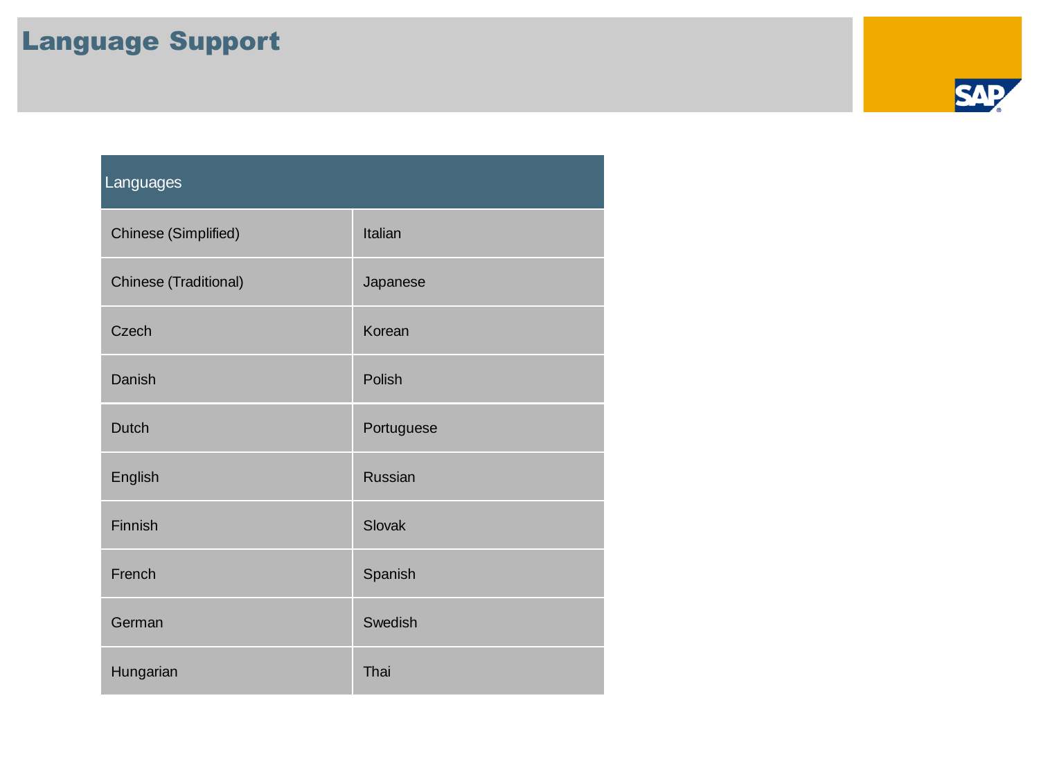# Language Support

| Languages | |
|---|---|
| Chinese (Simplified) | Italian |
| Chinese (Traditional) | Japanese |
| Czech | Korean |
| Danish | Polish |
| Dutch | Portuguese |
| English | Russian |
| Finnish | Slovak |
| French | Spanish |
| German | Swedish |
| Hungarian | Thai |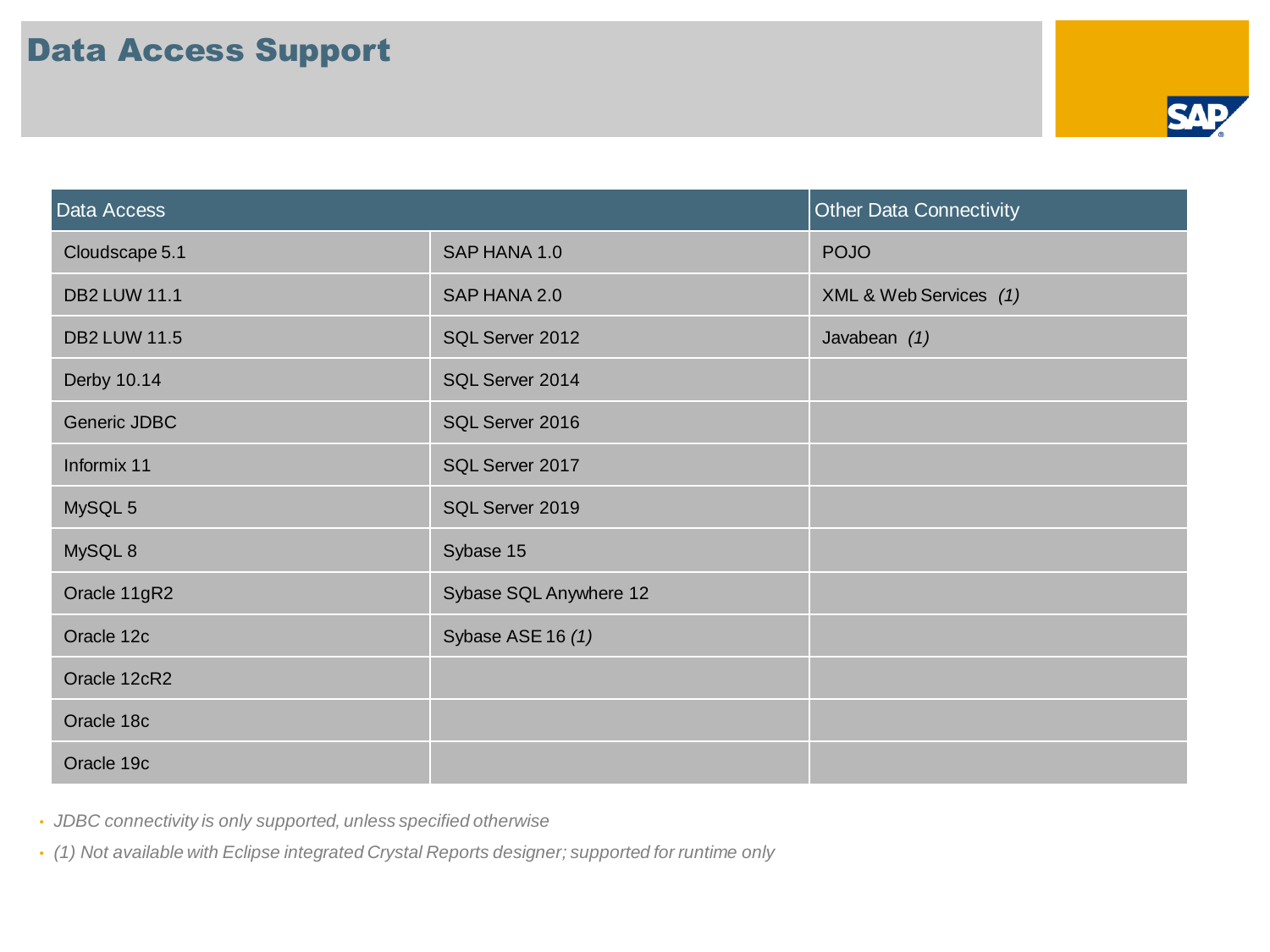# Data Access Support

| Data Access | | Other Data Connectivity |
|---|---|---|
| Cloudscape 5.1 | SAP HANA 1.0 | POJO |
| DB2 LUW 11.1 | SAP HANA 2.0 | XML & Web Services *(1)* |
| DB2 LUW 11.5 | SQL Server 2012 | Javabean *(1)* |
| Derby 10.14 | SQL Server 2014 | |
| Generic JDBC | SQL Server 2016 | |
| Informix 11 | SQL Server 2017 | |
| MySQL 5 | SQL Server 2019 | |
| MySQL 8 | Sybase 15 | |
| Oracle 11gR2 | Sybase SQL Anywhere 12 | |
| Oracle 12c | Sybase ASE 16 *(1)* | |
| Oracle 12cR2 | | |
| Oracle 18c | | |
| Oracle 19c | | |

- *JDBC connectivity is only supported, unless specified otherwise*
- *(1) Not available with Eclipse integrated Crystal Reports designer; supported for runtime only*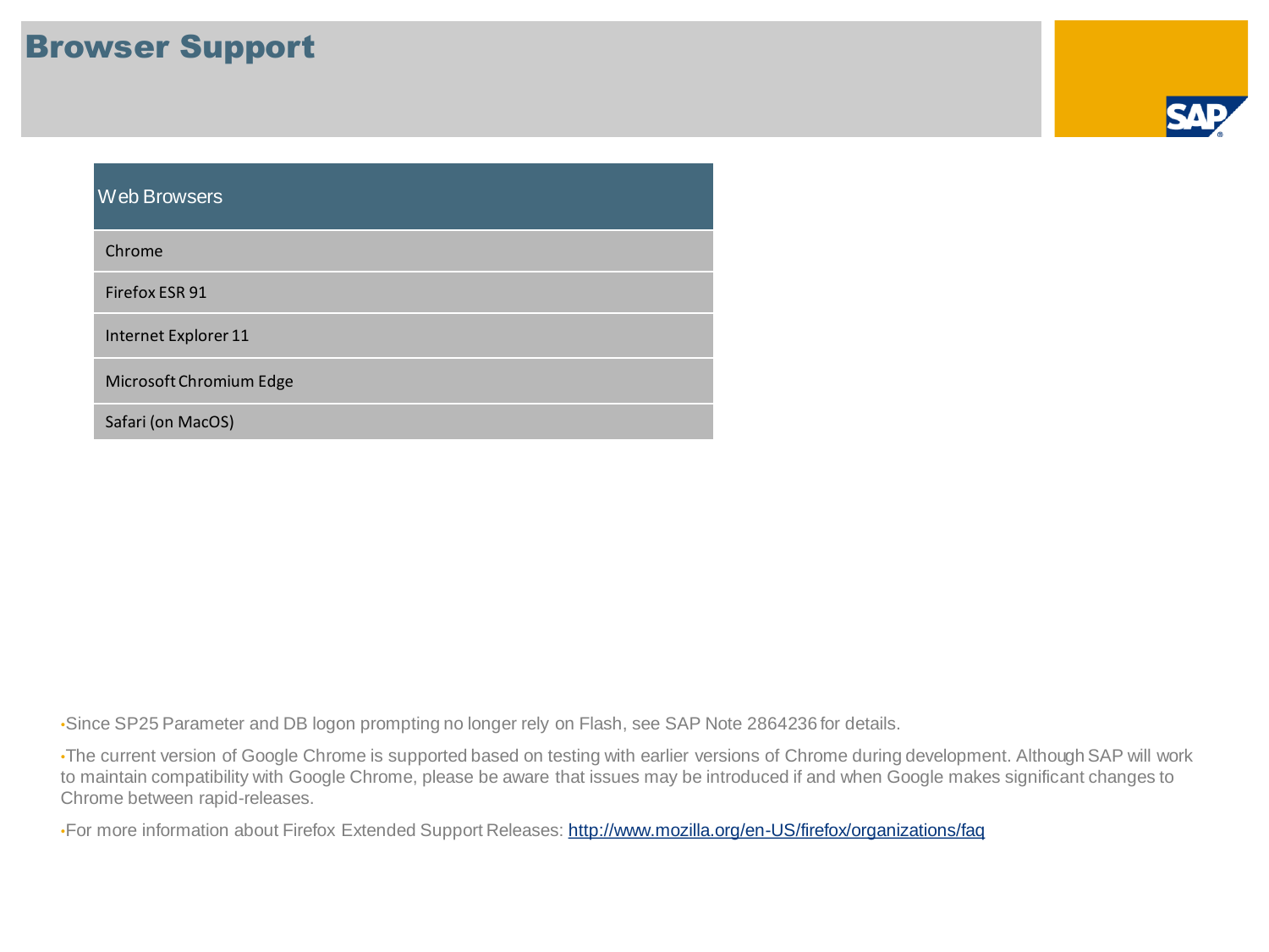# Browser Support

| Web Browsers |
| --- |
| Chrome |
| Firefox ESR 91 |
| Internet Explorer 11 |
| Microsoft Chromium Edge |
| Safari (on MacOS) |

- Since SP25 Parameter and DB logon prompting no longer rely on Flash, see SAP Note 2864236 for details.
- The current version of Google Chrome is supported based on testing with earlier versions of Chrome during development. Although SAP will work to maintain compatibility with Google Chrome, please be aware that issues may be introduced if and when Google makes significant changes to Chrome between rapid-releases.
- For more information about Firefox Extended Support Releases: [http://www.mozilla.org/en-US/firefox/organizations/faq](http://www.mozilla.org/en-US/firefox/organizations/faq)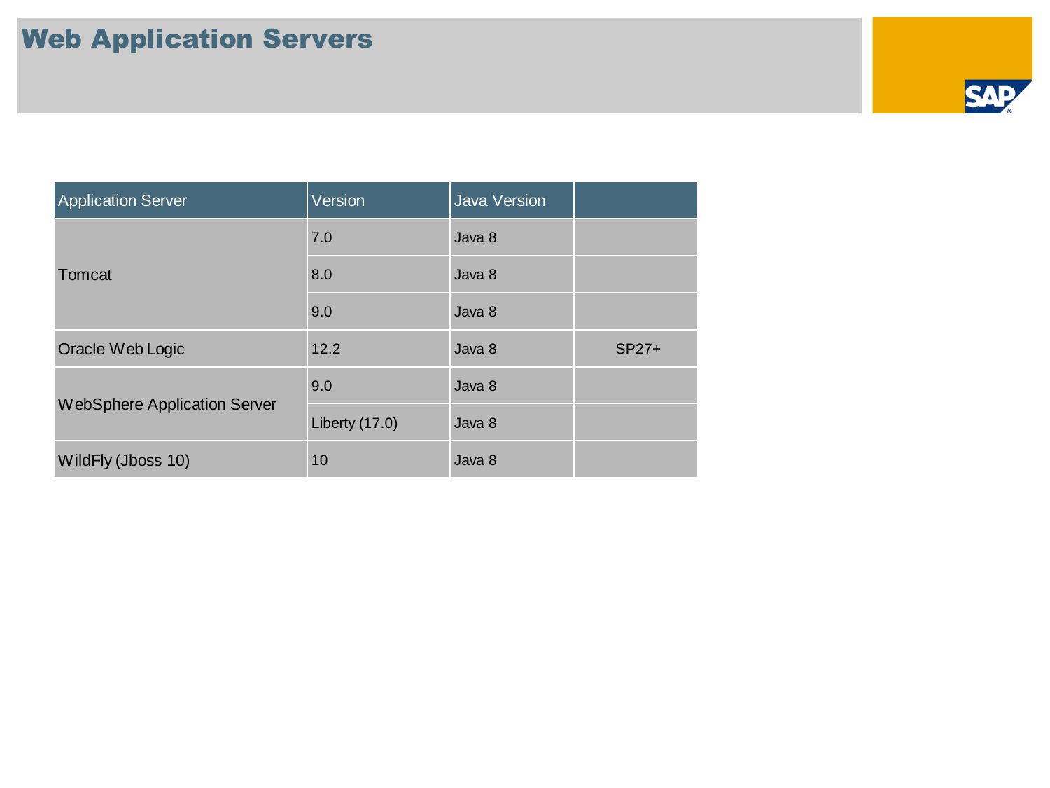# Web Application Servers

| Application Server | Version | Java Version | |
|---|---|---|---|
| Tomcat | 7.0 | Java 8 | |
| | 8.0 | Java 8 | |
| | 9.0 | Java 8 | |
| Oracle Web Logic | 12.2 | Java 8 | SP27+ |
| WebSphere Application Server | 9.0 | Java 8 | |
| | Liberty (17.0) | Java 8 | |
| WildFly (Jboss 10) | 10 | Java 8 | |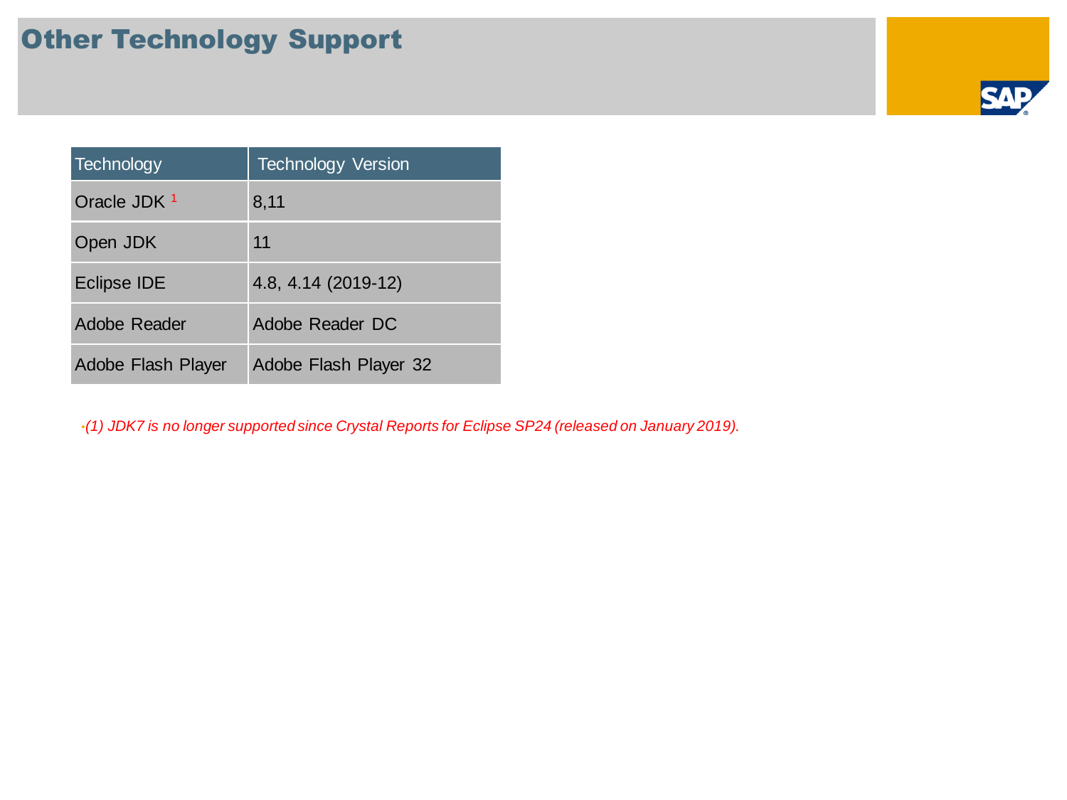# Other Technology Support

| Technology | Technology Version |
|---|---|
| Oracle JDK [1] | 8,11 |
| Open JDK | 11 |
| Eclipse IDE | 4.8, 4.14 (2019-12) |
| Adobe Reader | Adobe Reader DC |
| Adobe Flash Player | Adobe Flash Player 32 |

- *(1) JDK7 is no longer supported since Crystal Reports for Eclipse SP24 (released on January 2019).*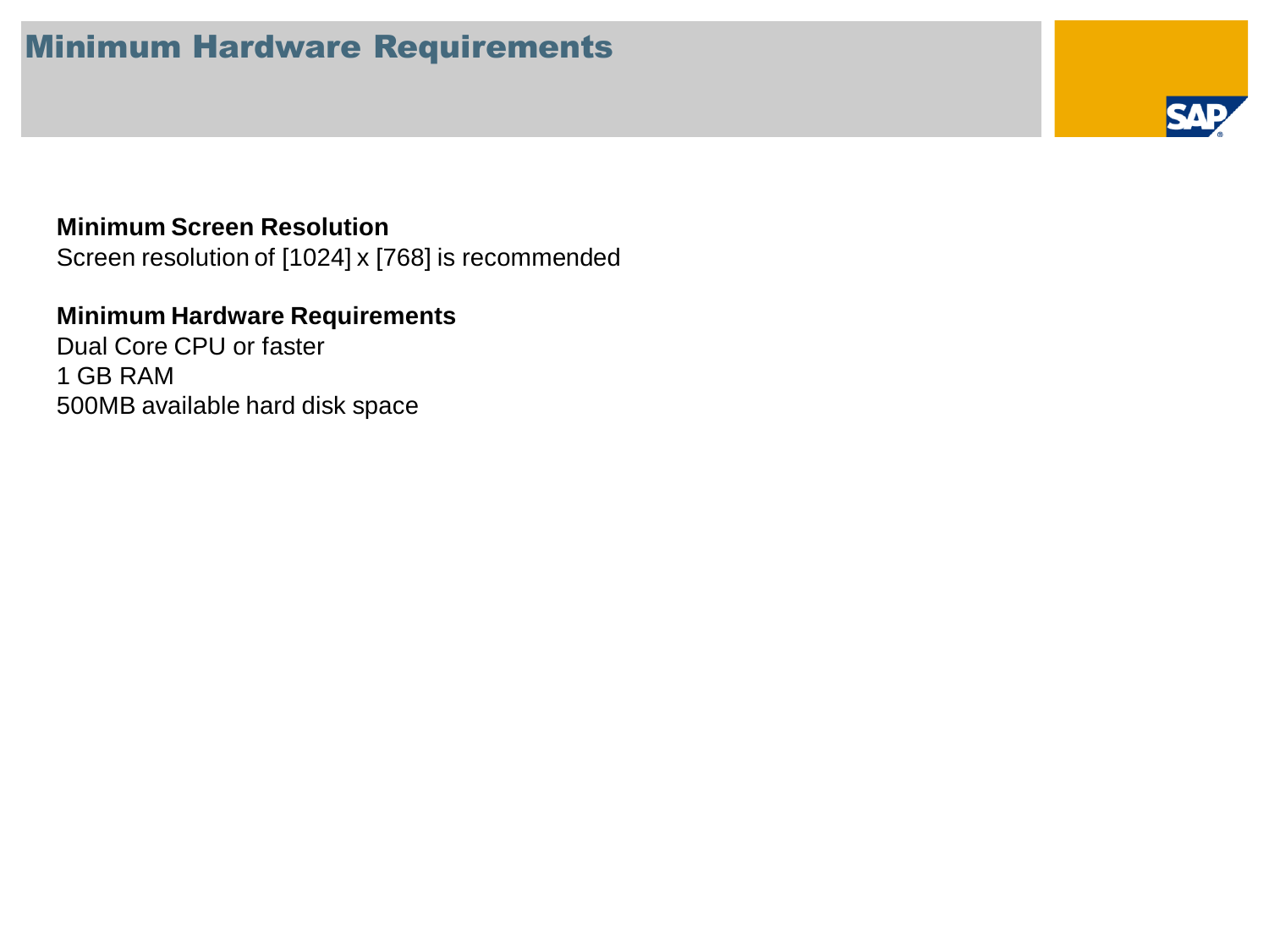# Minimum Hardware Requirements

**Minimum Screen Resolution**

Screen resolution of [1024] x [768] is recommended

**Minimum Hardware Requirements**

Dual Core CPU or faster
1 GB RAM
500MB available hard disk space